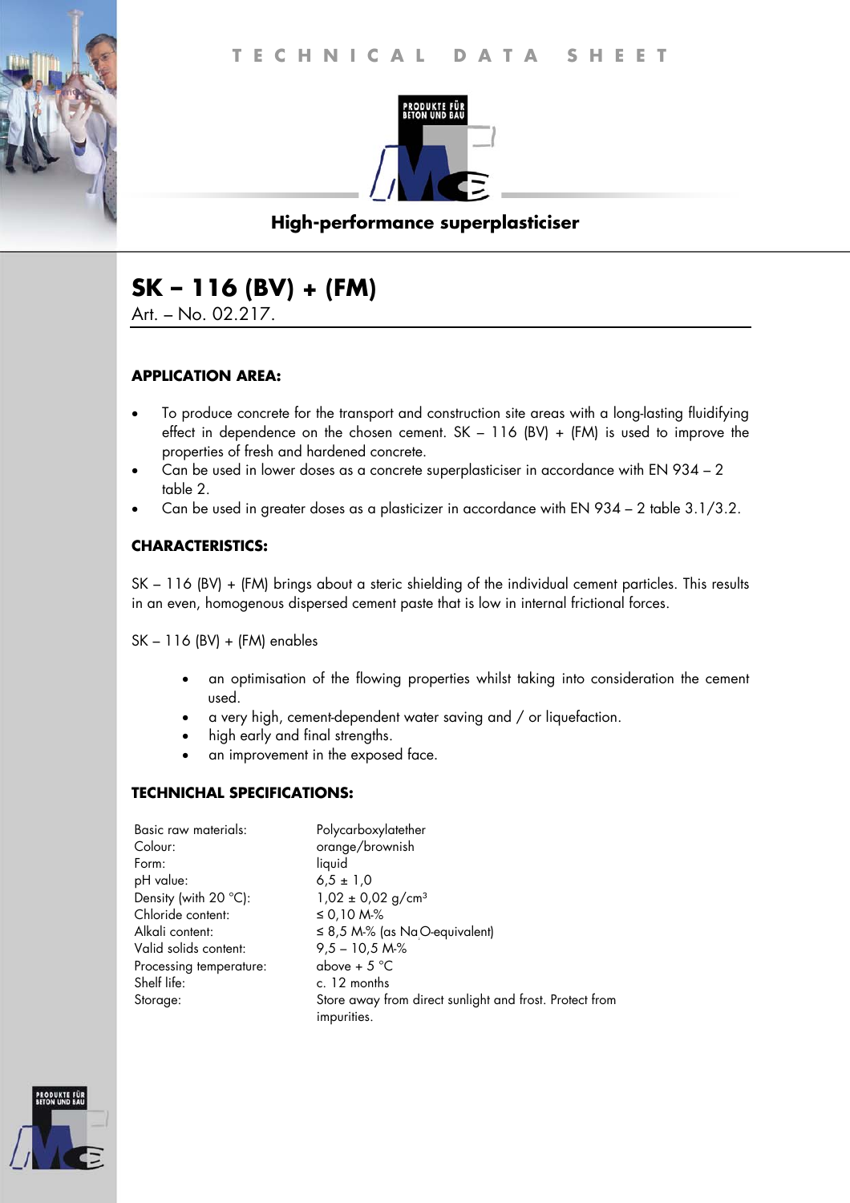TECHNICAL DATA SHEET

PRODUKTE FÜR BETON UND BAU

**High-performance superplasticiser**

# SK – 116 (BV) + (FM)

Art. – No. 02.217.

## APPLICATION AREA:

- To produce concrete for the transport and construction site areas with a long-lasting fluidifying effect in dependence on the chosen cement. SK – 116 (BV) + (FM) is used to improve the properties of fresh and hardened concrete.
- Can be used in lower doses as a concrete superplasticiser in accordance with EN 934 – 2 table 2.
- Can be used in greater doses as a plasticizer in accordance with EN 934 – 2 table 3.1/3.2.

## CHARACTERISTICS:

SK – 116 (BV) + (FM) brings about a steric shielding of the individual cement particles. This results in an even, homogenous dispersed cement paste that is low in internal frictional forces.

SK – 116 (BV) + (FM) enables

- an optimisation of the flowing properties whilst taking into consideration the cement used.
- a very high, cement-dependent water saving and / or liquefaction.
- high early and final strengths.
- an improvement in the exposed face.

## TECHNICHAL SPECIFICATIONS:

| | |
|---|---|
| Basic raw materials: | Polycarboxylatether |
| Colour: | orange/brownish |
| Form: | liquid |
| pH value: | 6,5 ± 1,0 |
| Density (with 20 °C): | 1,02 ± 0,02 g/cm³ |
| Chloride content: | ≤ 0,10 M-% |
| Alkali content: | ≤ 8,5 M-% (as $Na_2O$-equivalent) |
| Valid solids content: | 9,5 – 10,5 M-% |
| Processing temperature: | above + 5 °C |
| Shelf life: | c. 12 months |
| Storage: | Store away from direct sunlight and frost. Protect from impurities. |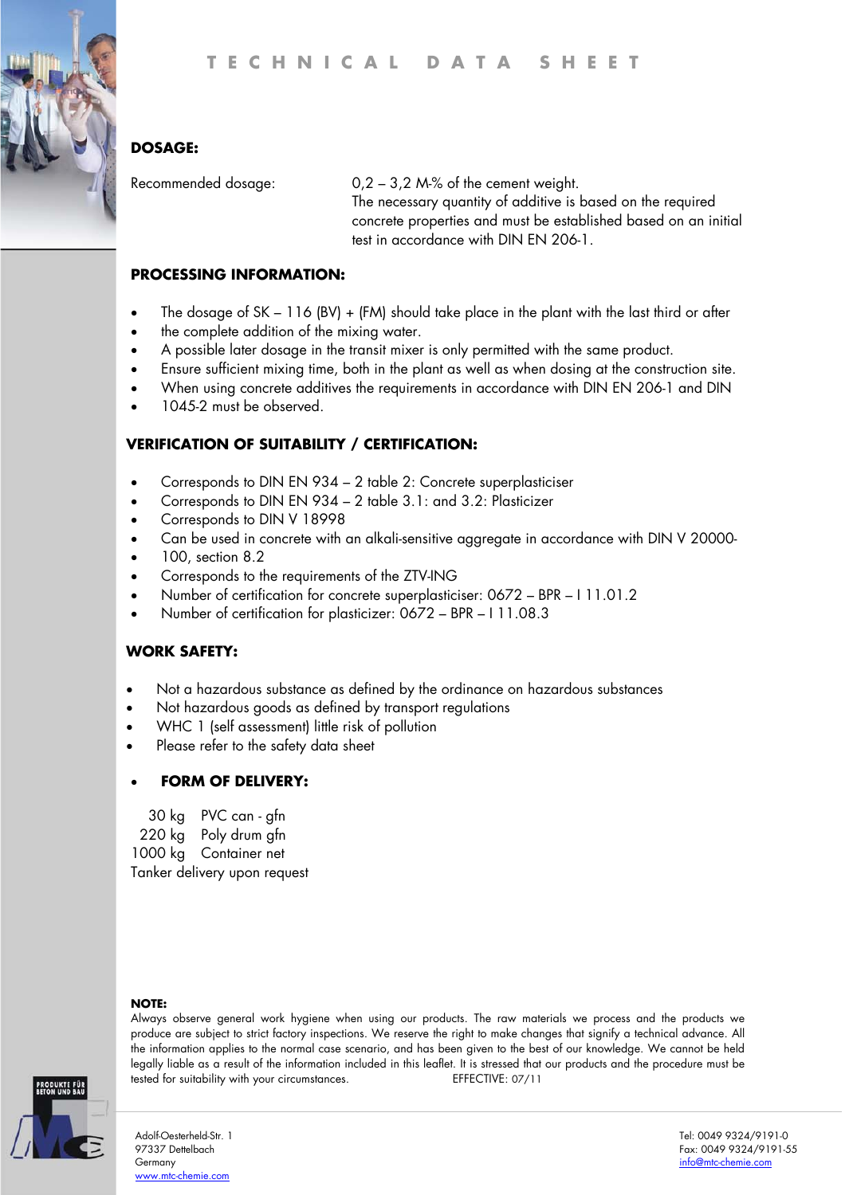## DOSAGE:

Recommended dosage: 0,2 – 3,2 M-% of the cement weight.
The necessary quantity of additive is based on the required concrete properties and must be established based on an initial test in accordance with DIN EN 206-1.

## PROCESSING INFORMATION:

- The dosage of SK – 116 (BV) + (FM) should take place in the plant with the last third or after
- the complete addition of the mixing water.
- A possible later dosage in the transit mixer is only permitted with the same product.
- Ensure sufficient mixing time, both in the plant as well as when dosing at the construction site.
- When using concrete additives the requirements in accordance with DIN EN 206-1 and DIN
- 1045-2 must be observed.

## VERIFICATION OF SUITABILITY / CERTIFICATION:

- Corresponds to DIN EN 934 – 2 table 2: Concrete superplasticiser
- Corresponds to DIN EN 934 – 2 table 3.1: and 3.2: Plasticizer
- Corresponds to DIN V 18998
- Can be used in concrete with an alkali-sensitive aggregate in accordance with DIN V 20000-
- 100, section 8.2
- Corresponds to the requirements of the ZTV-ING
- Number of certification for concrete superplasticiser: 0672 – BPR – I 11.01.2
- Number of certification for plasticizer: 0672 – BPR – I 11.08.3

## WORK SAFETY:

- Not a hazardous substance as defined by the ordinance on hazardous substances
- Not hazardous goods as defined by transport regulations
- WHC 1 (self assessment) little risk of pollution
- Please refer to the safety data sheet

## FORM OF DELIVERY:

30 kg PVC can - gfn
220 kg Poly drum gfn
1000 kg Container net
Tanker delivery upon request

**NOTE:**
Always observe general work hygiene when using our products. The raw materials we process and the products we produce are subject to strict factory inspections. We reserve the right to make changes that signify a technical advance. All the information applies to the normal case scenario, and has been given to the best of our knowledge. We cannot be held legally liable as a result of the information included in this leaflet. It is stressed that our products and the procedure must be tested for suitability with your circumstances. EFFECTIVE: 07/11

Adolf-Oesterheld-Str. 1
97337 Dettelbach
Germany
www.mtc-chemie.com

Tel: 0049 9324/9191-0
Fax: 0049 9324/9191-55
info@mtc-chemie.com